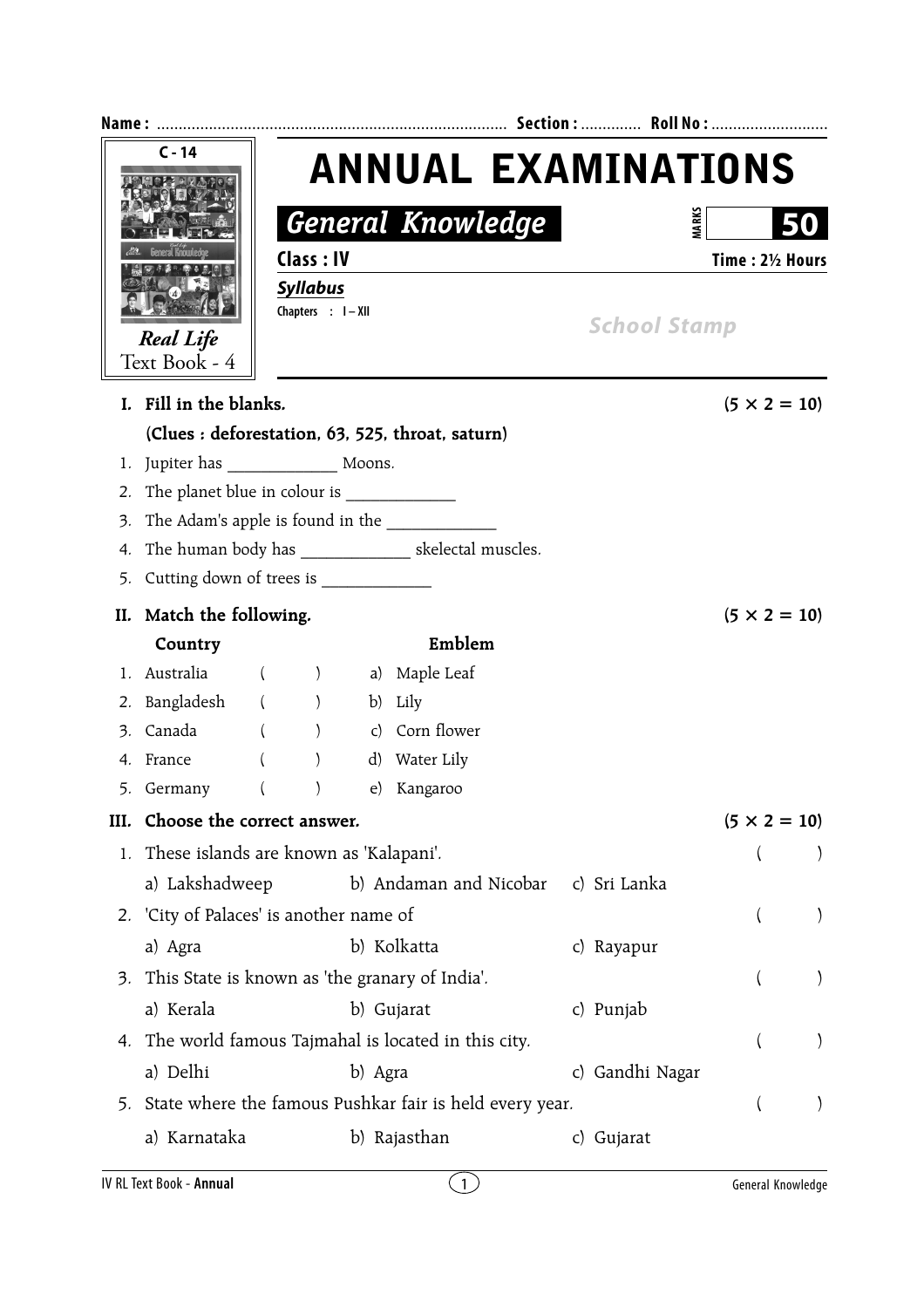Name : ................................................................................ Section : ............. Roll No : ...........................

C - 14

*Real Life*
Text Book - 4

# ANNUAL EXAMINATIONS

## *General Knowledge*

MARKS **50**

**Class : IV** **Time : 2½ Hours**

***Syllabus***

Chapters : I – XII

*School Stamp*

**I. Fill in the blanks.** **(5 × 2 = 10)**

**(Clues : deforestation, 63, 525, throat, saturn)**

1. Jupiter has _____________ Moons.
2. The planet blue in colour is _____________
3. The Adam's apple is found in the _____________
4. The human body has _____________ skelectal muscles.
5. Cutting down of trees is _____________

**II. Match the following.** **(5 × 2 = 10)**

| Country | | Emblem |
|---|---|---|
| 1. Australia | (   ) | a) Maple Leaf |
| 2. Bangladesh | (   ) | b) Lily |
| 3. Canada | (   ) | c) Corn flower |
| 4. France | (   ) | d) Water Lily |
| 5. Germany | (   ) | e) Kangaroo |

**III. Choose the correct answer.** **(5 × 2 = 10)**

1. These islands are known as 'Kalapani'. (   )
   a) Lakshadweep b) Andaman and Nicobar c) Sri Lanka
2. 'City of Palaces' is another name of (   )
   a) Agra b) Kolkatta c) Rayapur
3. This State is known as 'the granary of India'. (   )
   a) Kerala b) Gujarat c) Punjab
4. The world famous Tajmahal is located in this city. (   )
   a) Delhi b) Agra c) Gandhi Nagar
5. State where the famous Pushkar fair is held every year. (   )
   a) Karnataka b) Rajasthan c) Gujarat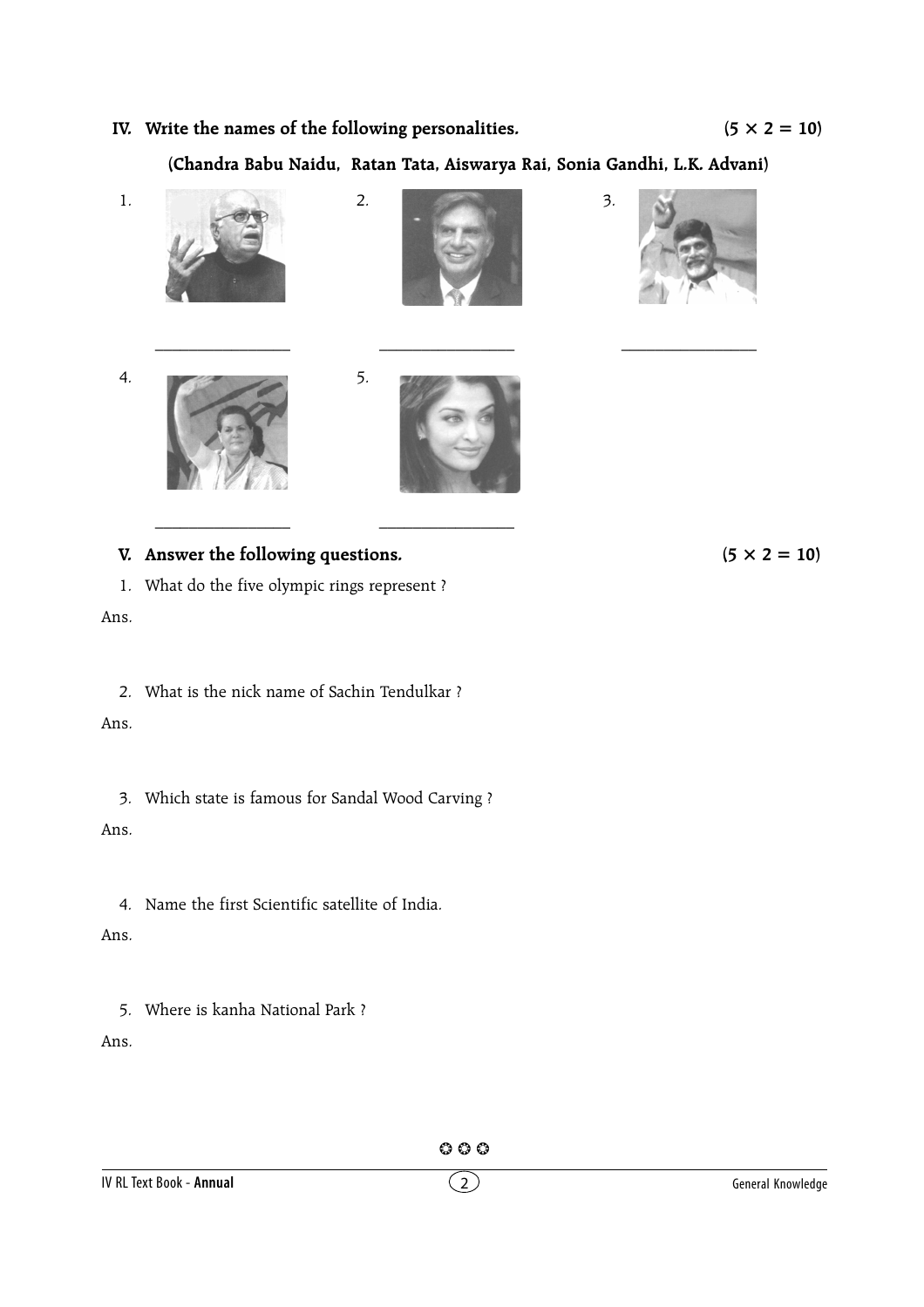**IV. Write the names of the following personalities.** **(5 × 2 = 10)**

**(Chandra Babu Naidu, Ratan Tata, Aiswarya Rai, Sonia Gandhi, L.K. Advani)**

1. ________________

2. ________________

3. ________________

4. ________________

5. ________________

**V. Answer the following questions.** **(5 × 2 = 10)**

1. What do the five olympic rings represent ?

Ans.

2. What is the nick name of Sachin Tendulkar ?

Ans.

3. Which state is famous for Sandal Wood Carving ?

Ans.

4. Name the first Scientific satellite of India.

Ans.

5. Where is kanha National Park ?

Ans.

❂ ❂ ❂